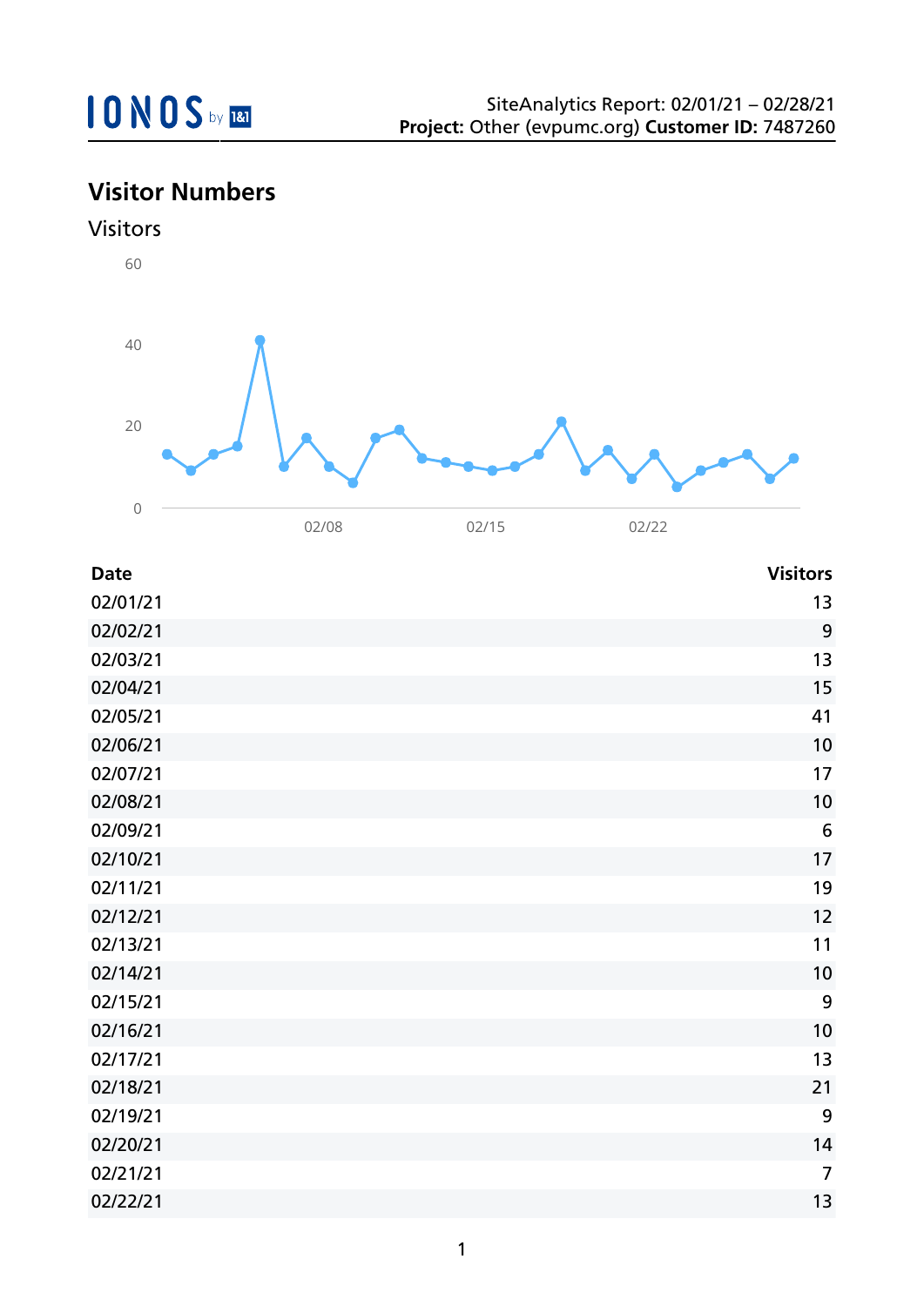SiteAnalytics Report: 02/01/21 – 02/28/21
**Project:** Other (evpumc.org) **Customer ID:** 7487260

## Visitor Numbers

### Visitors

| Date | Visitors |
|---|---|
| 02/01/21 | 13 |
| 02/02/21 | 9 |
| 02/03/21 | 13 |
| 02/04/21 | 15 |
| 02/05/21 | 41 |
| 02/06/21 | 10 |
| 02/07/21 | 17 |
| 02/08/21 | 10 |
| 02/09/21 | 6 |
| 02/10/21 | 17 |
| 02/11/21 | 19 |
| 02/12/21 | 12 |
| 02/13/21 | 11 |
| 02/14/21 | 10 |
| 02/15/21 | 9 |
| 02/16/21 | 10 |
| 02/17/21 | 13 |
| 02/18/21 | 21 |
| 02/19/21 | 9 |
| 02/20/21 | 14 |
| 02/21/21 | 7 |
| 02/22/21 | 13 |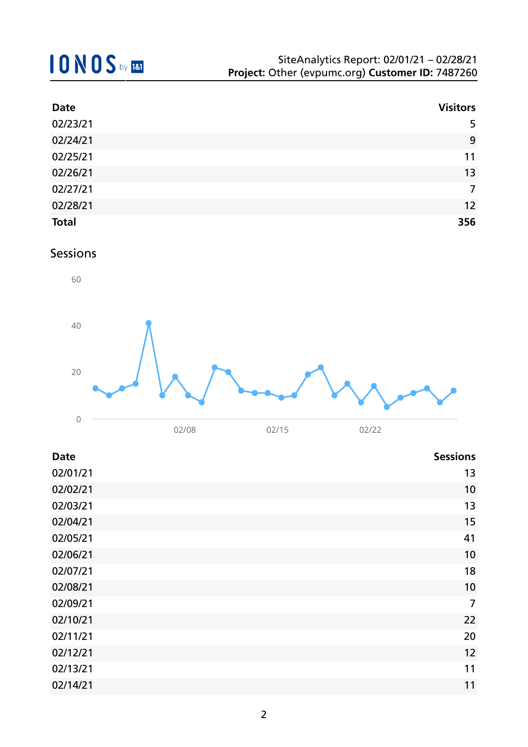| Date | Visitors |
|---|---:|
| 02/23/21 | 5 |
| 02/24/21 | 9 |
| 02/25/21 | 11 |
| 02/26/21 | 13 |
| 02/27/21 | 7 |
| 02/28/21 | 12 |
| **Total** | **356** |

## Sessions

| Date | Sessions |
|---|---:|
| 02/01/21 | 13 |
| 02/02/21 | 10 |
| 02/03/21 | 13 |
| 02/04/21 | 15 |
| 02/05/21 | 41 |
| 02/06/21 | 10 |
| 02/07/21 | 18 |
| 02/08/21 | 10 |
| 02/09/21 | 7 |
| 02/10/21 | 22 |
| 02/11/21 | 20 |
| 02/12/21 | 12 |
| 02/13/21 | 11 |
| 02/14/21 | 11 |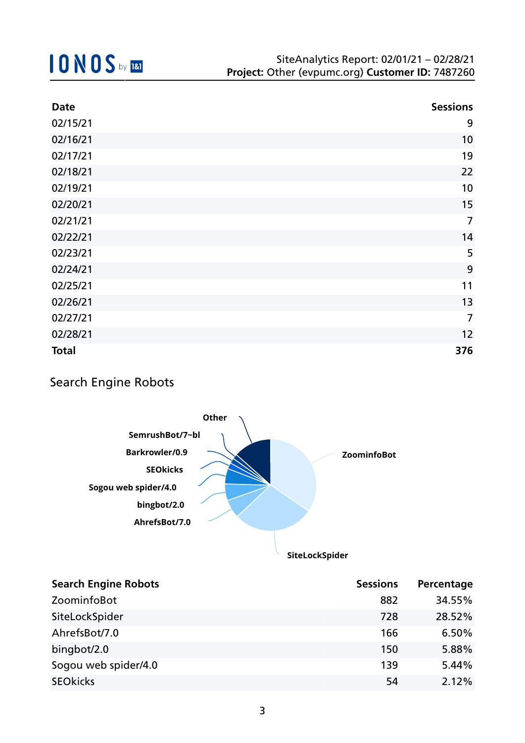| Date | Sessions |
| --- | --- |
| 02/15/21 | 9 |
| 02/16/21 | 10 |
| 02/17/21 | 19 |
| 02/18/21 | 22 |
| 02/19/21 | 10 |
| 02/20/21 | 15 |
| 02/21/21 | 7 |
| 02/22/21 | 14 |
| 02/23/21 | 5 |
| 02/24/21 | 9 |
| 02/25/21 | 11 |
| 02/26/21 | 13 |
| 02/27/21 | 7 |
| 02/28/21 | 12 |
| **Total** | **376** |

## Search Engine Robots

| Search Engine Robots | Sessions | Percentage |
| --- | --- | --- |
| ZoominfoBot | 882 | 34.55% |
| SiteLockSpider | 728 | 28.52% |
| AhrefsBot/7.0 | 166 | 6.50% |
| bingbot/2.0 | 150 | 5.88% |
| Sogou web spider/4.0 | 139 | 5.44% |
| SEOkicks | 54 | 2.12% |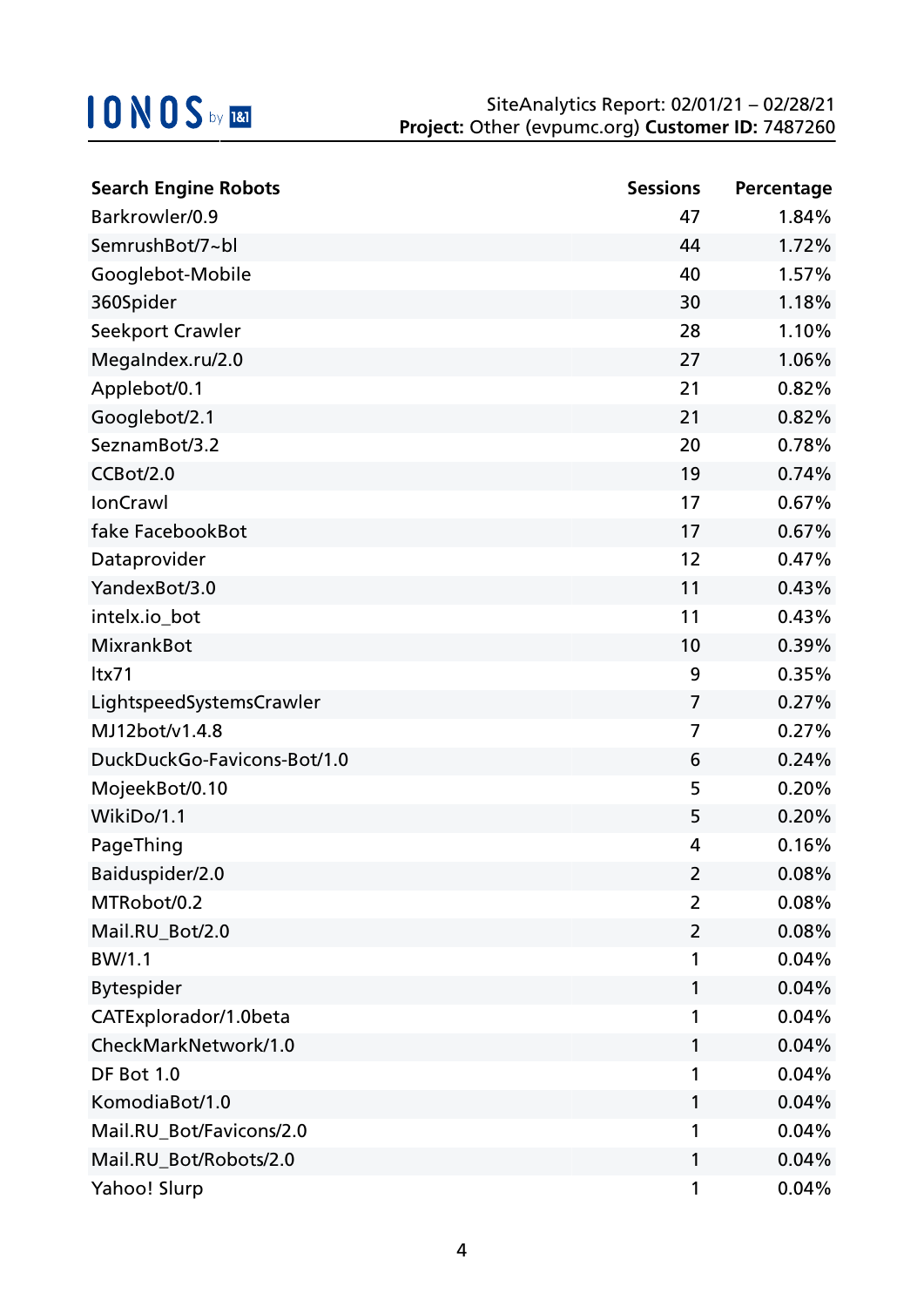| Search Engine Robots | Sessions | Percentage |
|---|---|---|
| Barkrowler/0.9 | 47 | 1.84% |
| SemrushBot/7~bl | 44 | 1.72% |
| Googlebot-Mobile | 40 | 1.57% |
| 360Spider | 30 | 1.18% |
| Seekport Crawler | 28 | 1.10% |
| MegaIndex.ru/2.0 | 27 | 1.06% |
| Applebot/0.1 | 21 | 0.82% |
| Googlebot/2.1 | 21 | 0.82% |
| SeznamBot/3.2 | 20 | 0.78% |
| CCBot/2.0 | 19 | 0.74% |
| IonCrawl | 17 | 0.67% |
| fake FacebookBot | 17 | 0.67% |
| Dataprovider | 12 | 0.47% |
| YandexBot/3.0 | 11 | 0.43% |
| intelx.io_bot | 11 | 0.43% |
| MixrankBot | 10 | 0.39% |
| ltx71 | 9 | 0.35% |
| LightspeedSystemsCrawler | 7 | 0.27% |
| MJ12bot/v1.4.8 | 7 | 0.27% |
| DuckDuckGo-Favicons-Bot/1.0 | 6 | 0.24% |
| MojeekBot/0.10 | 5 | 0.20% |
| WikiDo/1.1 | 5 | 0.20% |
| PageThing | 4 | 0.16% |
| Baiduspider/2.0 | 2 | 0.08% |
| MTRobot/0.2 | 2 | 0.08% |
| Mail.RU_Bot/2.0 | 2 | 0.08% |
| BW/1.1 | 1 | 0.04% |
| Bytespider | 1 | 0.04% |
| CATExplorador/1.0beta | 1 | 0.04% |
| CheckMarkNetwork/1.0 | 1 | 0.04% |
| DF Bot 1.0 | 1 | 0.04% |
| KomodiaBot/1.0 | 1 | 0.04% |
| Mail.RU_Bot/Favicons/2.0 | 1 | 0.04% |
| Mail.RU_Bot/Robots/2.0 | 1 | 0.04% |
| Yahoo! Slurp | 1 | 0.04% |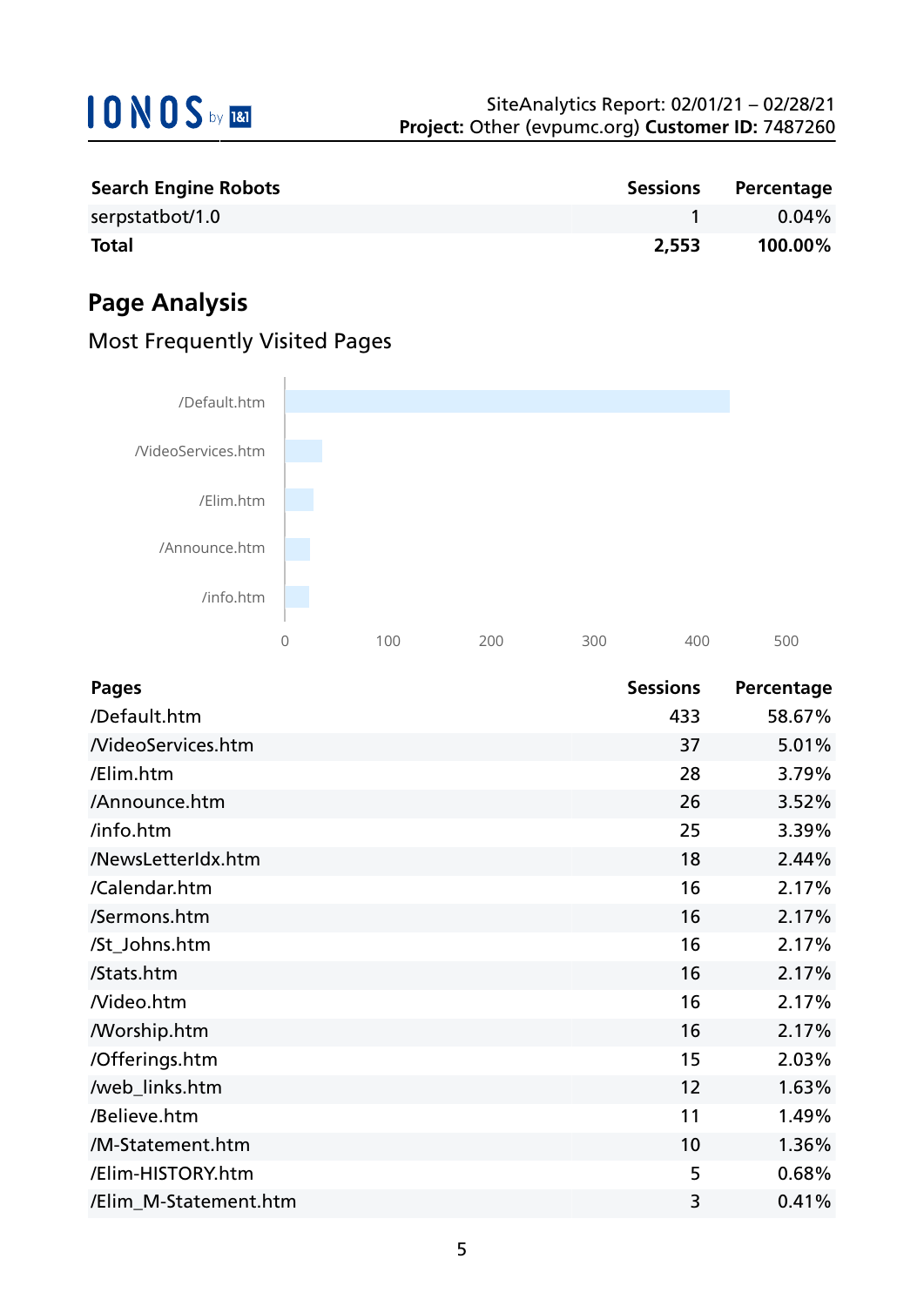| Search Engine Robots | Sessions | Percentage |
| --- | --- | --- |
| serpstatbot/1.0 | 1 | 0.04% |
| **Total** | **2,553** | **100.00%** |

## Page Analysis

### Most Frequently Visited Pages

| Pages | Sessions | Percentage |
| --- | --- | --- |
| /Default.htm | 433 | 58.67% |
| /VideoServices.htm | 37 | 5.01% |
| /Elim.htm | 28 | 3.79% |
| /Announce.htm | 26 | 3.52% |
| /info.htm | 25 | 3.39% |
| /NewsLetterIdx.htm | 18 | 2.44% |
| /Calendar.htm | 16 | 2.17% |
| /Sermons.htm | 16 | 2.17% |
| /St_Johns.htm | 16 | 2.17% |
| /Stats.htm | 16 | 2.17% |
| /Video.htm | 16 | 2.17% |
| /Worship.htm | 16 | 2.17% |
| /Offerings.htm | 15 | 2.03% |
| /web_links.htm | 12 | 1.63% |
| /Believe.htm | 11 | 1.49% |
| /M-Statement.htm | 10 | 1.36% |
| /Elim-HISTORY.htm | 5 | 0.68% |
| /Elim_M-Statement.htm | 3 | 0.41% |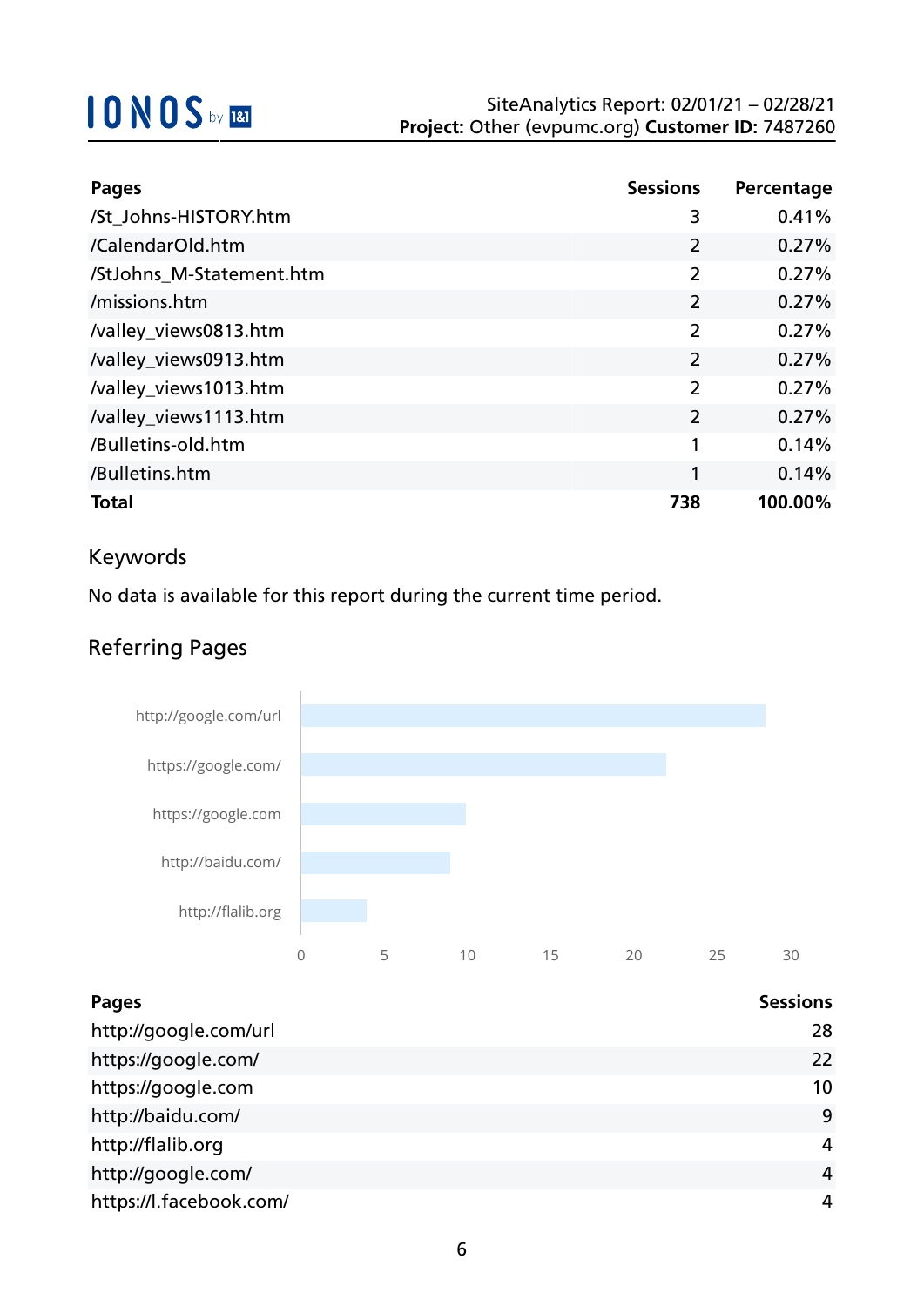| Pages | Sessions | Percentage |
| --- | --- | --- |
| /St_Johns-HISTORY.htm | 3 | 0.41% |
| /CalendarOld.htm | 2 | 0.27% |
| /StJohns_M-Statement.htm | 2 | 0.27% |
| /missions.htm | 2 | 0.27% |
| /valley_views0813.htm | 2 | 0.27% |
| /valley_views0913.htm | 2 | 0.27% |
| /valley_views1013.htm | 2 | 0.27% |
| /valley_views1113.htm | 2 | 0.27% |
| /Bulletins-old.htm | 1 | 0.14% |
| /Bulletins.htm | 1 | 0.14% |
| **Total** | **738** | **100.00%** |

## Keywords

No data is available for this report during the current time period.

## Referring Pages

| Pages | Sessions |
| --- | --- |
| http://google.com/url | 28 |
| https://google.com/ | 22 |
| https://google.com | 10 |
| http://baidu.com/ | 9 |
| http://flalib.org | 4 |
| http://google.com/ | 4 |
| https://l.facebook.com/ | 4 |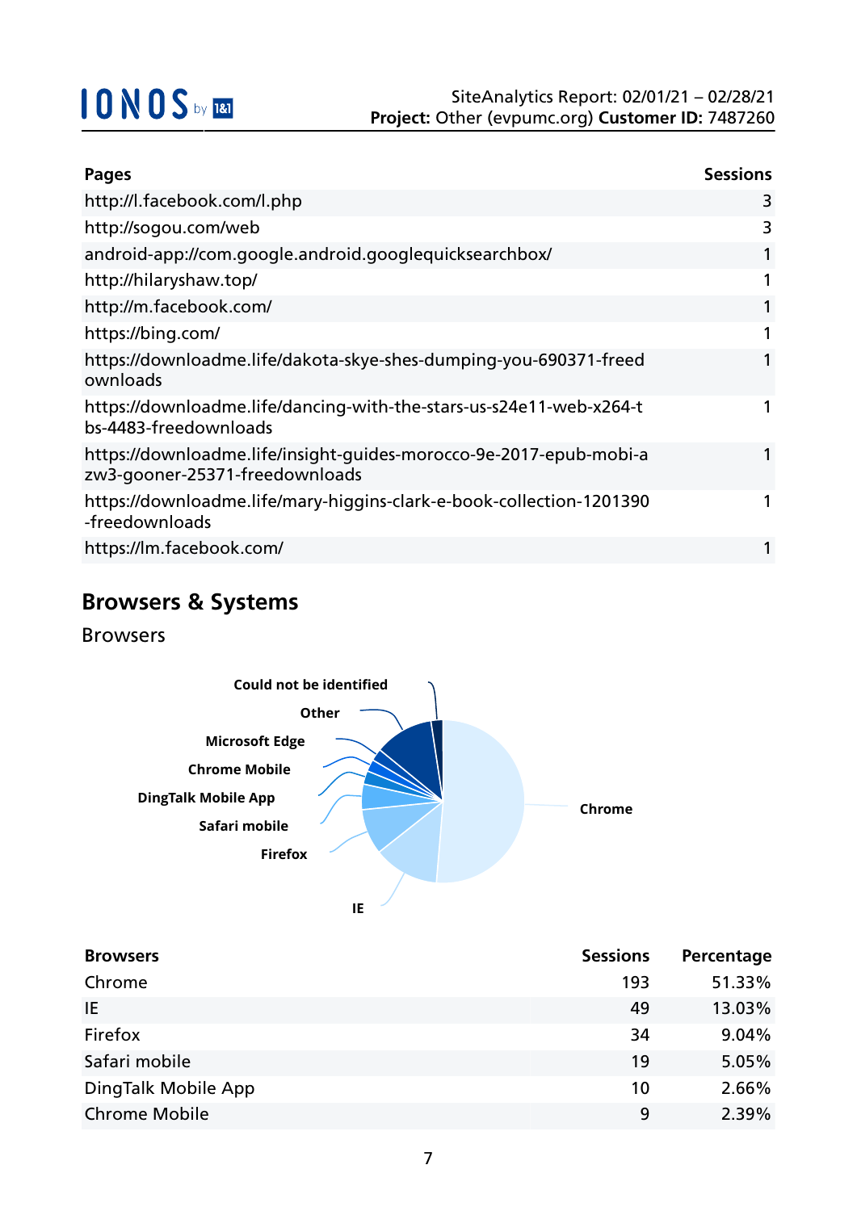| Pages | Sessions |
|---|---|
| http://l.facebook.com/l.php | 3 |
| http://sogou.com/web | 3 |
| android-app://com.google.android.googlequicksearchbox/ | 1 |
| http://hilaryshaw.top/ | 1 |
| http://m.facebook.com/ | 1 |
| https://bing.com/ | 1 |
| https://downloadme.life/dakota-skye-shes-dumping-you-690371-freedownloads | 1 |
| https://downloadme.life/dancing-with-the-stars-us-s24e11-web-x264-tbs-4483-freedownloads | 1 |
| https://downloadme.life/insight-guides-morocco-9e-2017-epub-mobi-azw3-gooner-25371-freedownloads | 1 |
| https://downloadme.life/mary-higgins-clark-e-book-collection-1201390-freedownloads | 1 |
| https://lm.facebook.com/ | 1 |

## Browsers & Systems

### Browsers

Could not be identified
Other
Microsoft Edge
Chrome Mobile
DingTalk Mobile App
Safari mobile
Firefox
IE
Chrome

| Browsers | Sessions | Percentage |
|---|---|---|
| Chrome | 193 | 51.33% |
| IE | 49 | 13.03% |
| Firefox | 34 | 9.04% |
| Safari mobile | 19 | 5.05% |
| DingTalk Mobile App | 10 | 2.66% |
| Chrome Mobile | 9 | 2.39% |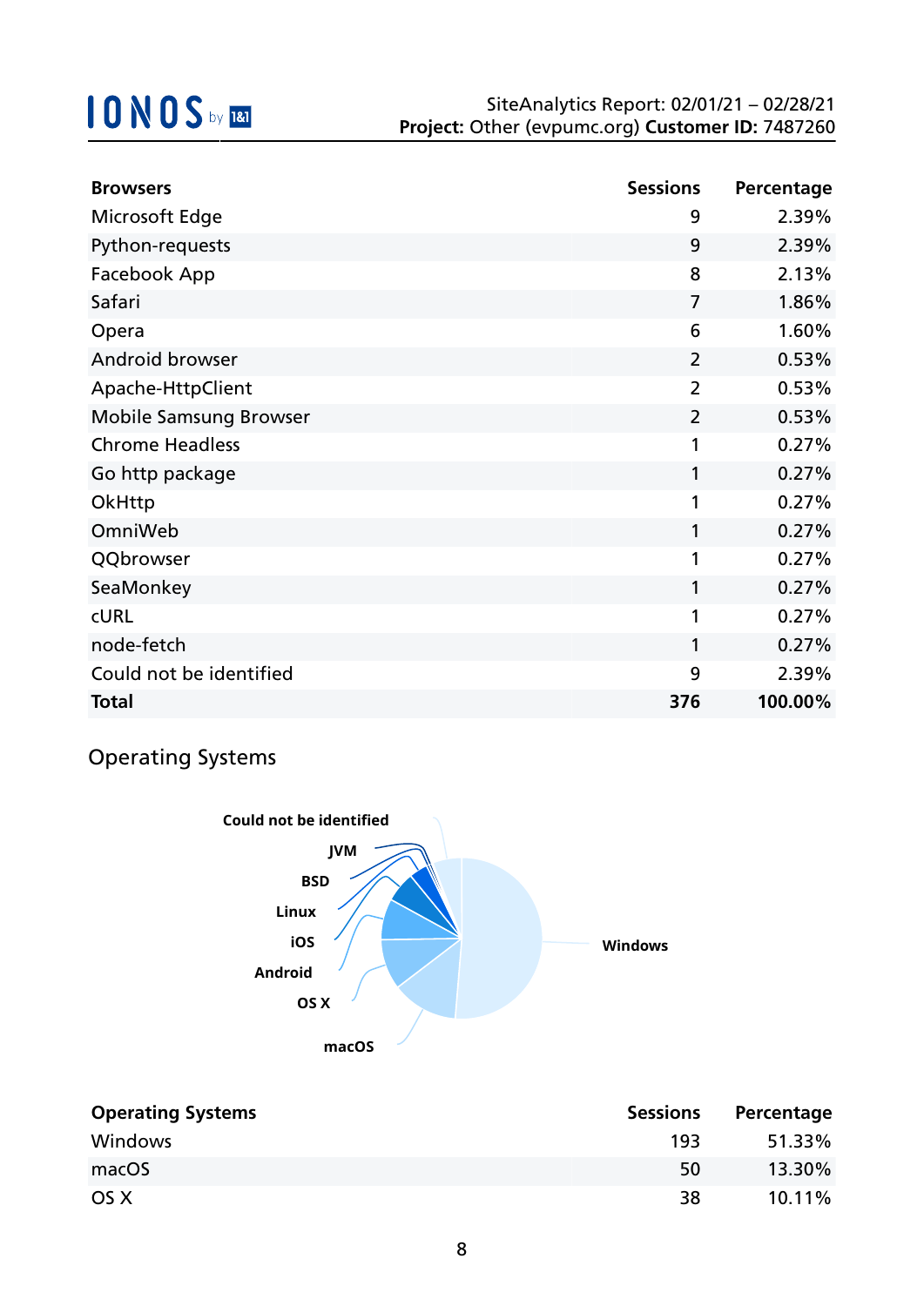| Browsers | Sessions | Percentage |
|---|---|---|
| Microsoft Edge | 9 | 2.39% |
| Python-requests | 9 | 2.39% |
| Facebook App | 8 | 2.13% |
| Safari | 7 | 1.86% |
| Opera | 6 | 1.60% |
| Android browser | 2 | 0.53% |
| Apache-HttpClient | 2 | 0.53% |
| Mobile Samsung Browser | 2 | 0.53% |
| Chrome Headless | 1 | 0.27% |
| Go http package | 1 | 0.27% |
| OkHttp | 1 | 0.27% |
| OmniWeb | 1 | 0.27% |
| QQbrowser | 1 | 0.27% |
| SeaMonkey | 1 | 0.27% |
| cURL | 1 | 0.27% |
| node-fetch | 1 | 0.27% |
| Could not be identified | 9 | 2.39% |
| **Total** | **376** | **100.00%** |

## Operating Systems

Could not be identified, JVM, BSD, Linux, iOS, Android, OS X, macOS, Windows

| Operating Systems | Sessions | Percentage |
|---|---|---|
| Windows | 193 | 51.33% |
| macOS | 50 | 13.30% |
| OS X | 38 | 10.11% |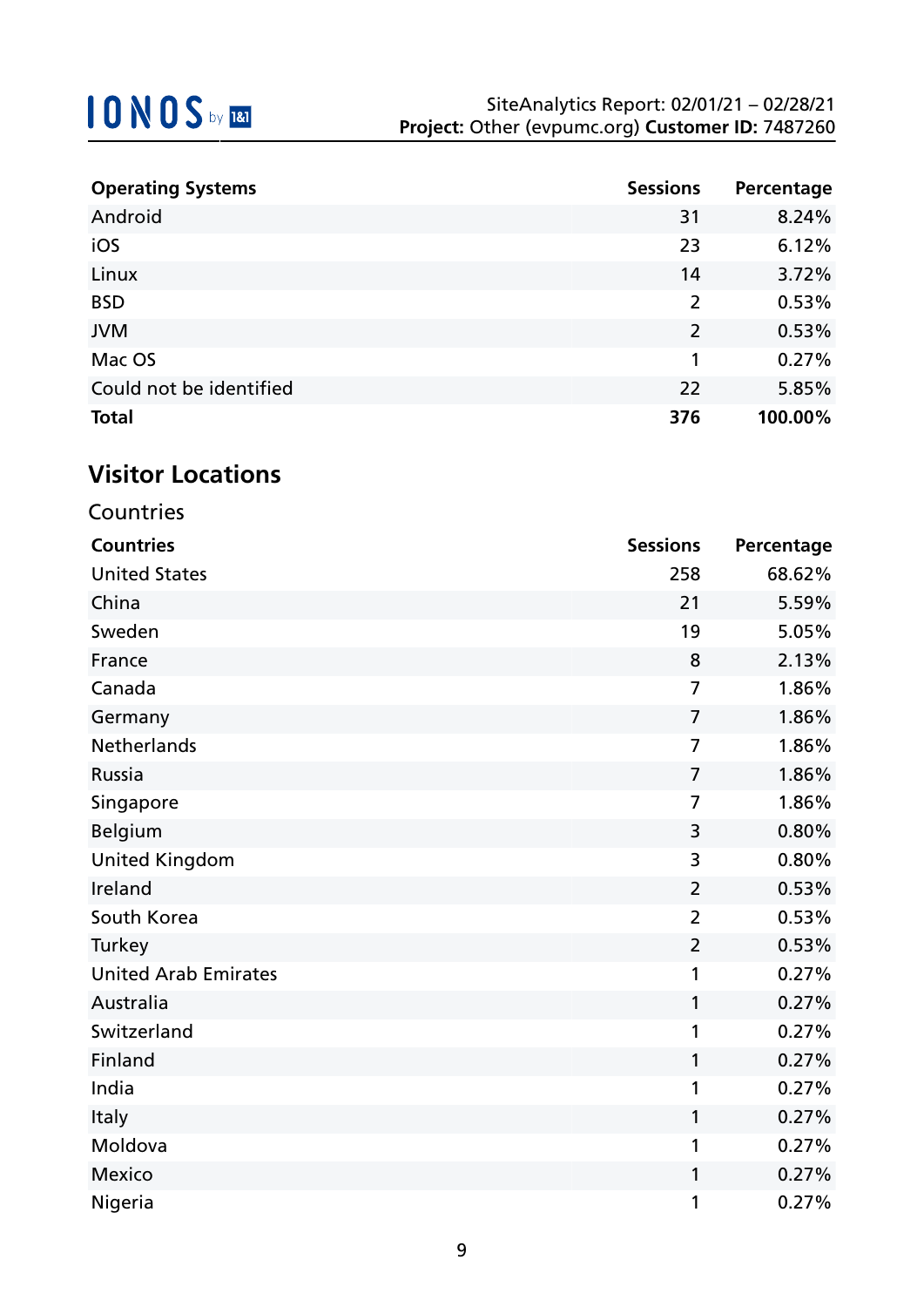| Operating Systems | Sessions | Percentage |
|---|---|---|
| Android | 31 | 8.24% |
| iOS | 23 | 6.12% |
| Linux | 14 | 3.72% |
| BSD | 2 | 0.53% |
| JVM | 2 | 0.53% |
| Mac OS | 1 | 0.27% |
| Could not be identified | 22 | 5.85% |
| **Total** | **376** | **100.00%** |

## Visitor Locations

### Countries

| Countries | Sessions | Percentage |
|---|---|---|
| United States | 258 | 68.62% |
| China | 21 | 5.59% |
| Sweden | 19 | 5.05% |
| France | 8 | 2.13% |
| Canada | 7 | 1.86% |
| Germany | 7 | 1.86% |
| Netherlands | 7 | 1.86% |
| Russia | 7 | 1.86% |
| Singapore | 7 | 1.86% |
| Belgium | 3 | 0.80% |
| United Kingdom | 3 | 0.80% |
| Ireland | 2 | 0.53% |
| South Korea | 2 | 0.53% |
| Turkey | 2 | 0.53% |
| United Arab Emirates | 1 | 0.27% |
| Australia | 1 | 0.27% |
| Switzerland | 1 | 0.27% |
| Finland | 1 | 0.27% |
| India | 1 | 0.27% |
| Italy | 1 | 0.27% |
| Moldova | 1 | 0.27% |
| Mexico | 1 | 0.27% |
| Nigeria | 1 | 0.27% |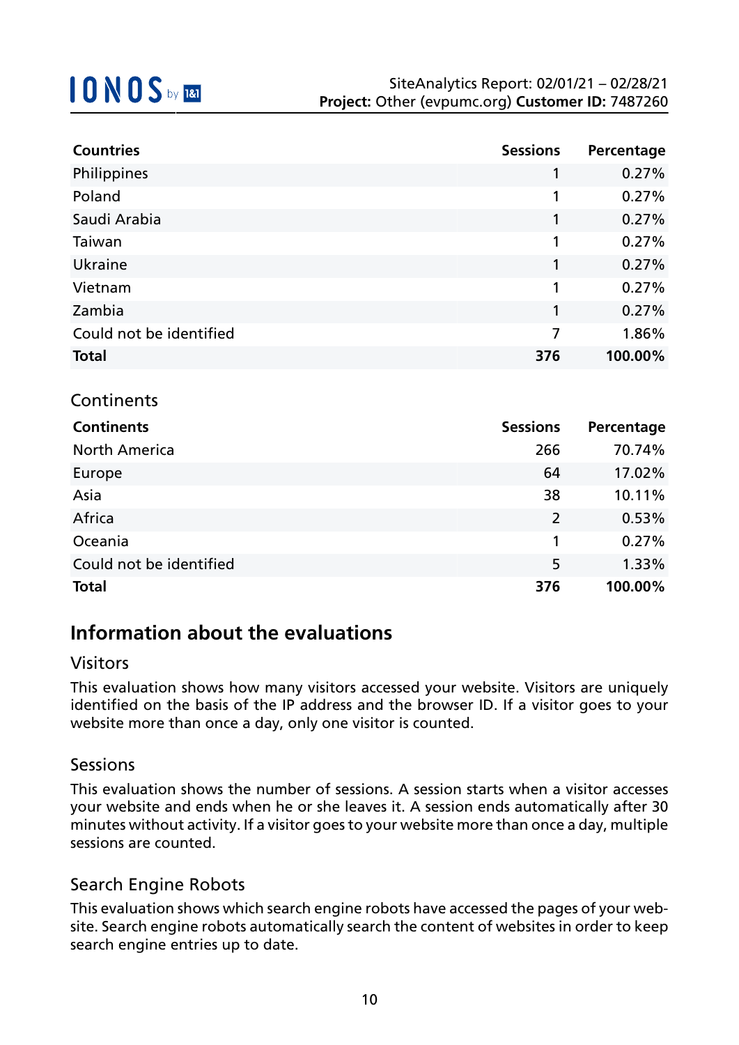| Countries | Sessions | Percentage |
|---|---|---|
| Philippines | 1 | 0.27% |
| Poland | 1 | 0.27% |
| Saudi Arabia | 1 | 0.27% |
| Taiwan | 1 | 0.27% |
| Ukraine | 1 | 0.27% |
| Vietnam | 1 | 0.27% |
| Zambia | 1 | 0.27% |
| Could not be identified | 7 | 1.86% |
| **Total** | **376** | **100.00%** |

### Continents

| Continents | Sessions | Percentage |
|---|---|---|
| North America | 266 | 70.74% |
| Europe | 64 | 17.02% |
| Asia | 38 | 10.11% |
| Africa | 2 | 0.53% |
| Oceania | 1 | 0.27% |
| Could not be identified | 5 | 1.33% |
| **Total** | **376** | **100.00%** |

## Information about the evaluations

### Visitors

This evaluation shows how many visitors accessed your website. Visitors are uniquely identified on the basis of the IP address and the browser ID. If a visitor goes to your website more than once a day, only one visitor is counted.

### Sessions

This evaluation shows the number of sessions. A session starts when a visitor accesses your website and ends when he or she leaves it. A session ends automatically after 30 minutes without activity. If a visitor goes to your website more than once a day, multiple sessions are counted.

### Search Engine Robots

This evaluation shows which search engine robots have accessed the pages of your website. Search engine robots automatically search the content of websites in order to keep search engine entries up to date.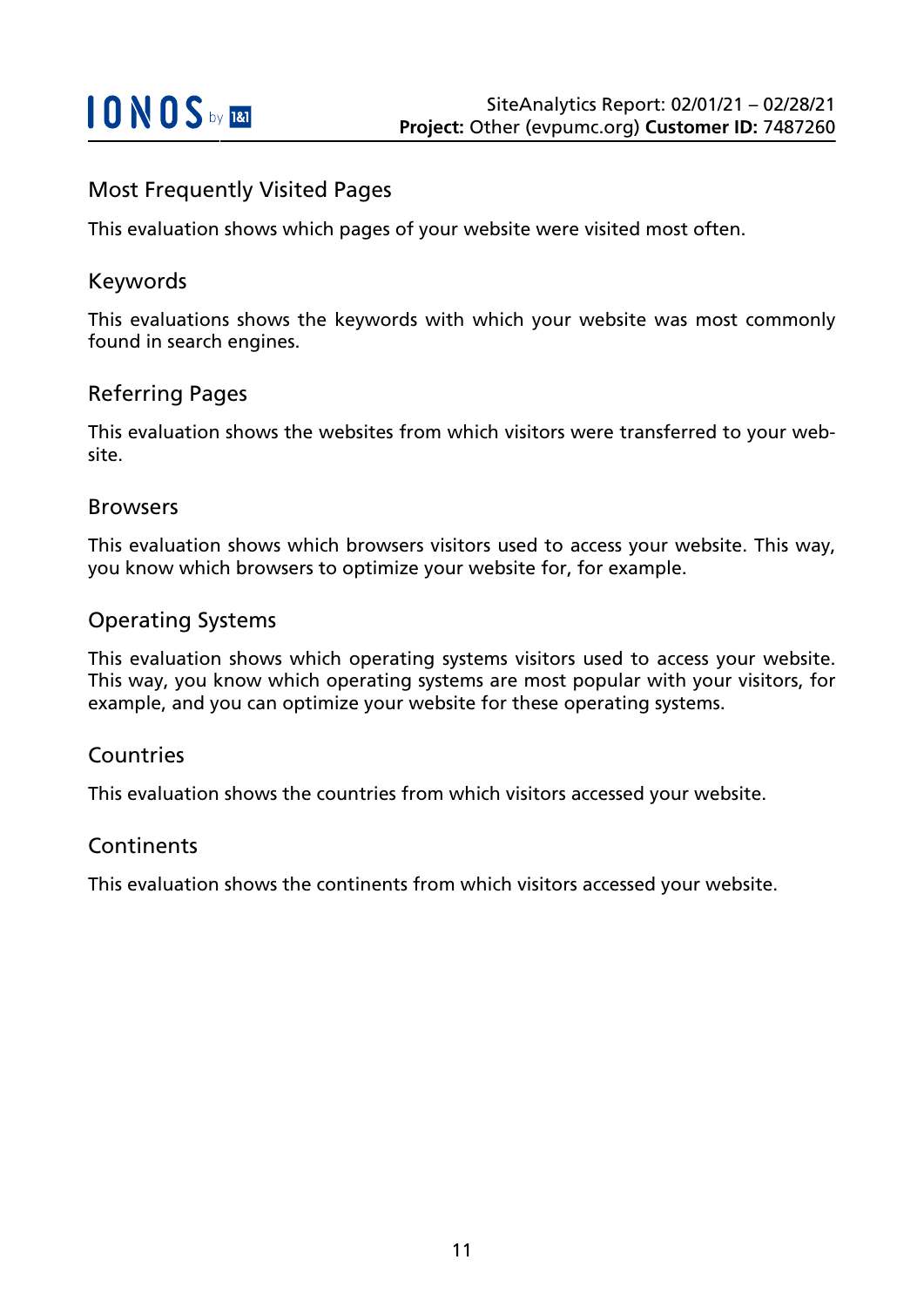## Most Frequently Visited Pages

This evaluation shows which pages of your website were visited most often.

## Keywords

This evaluations shows the keywords with which your website was most commonly found in search engines.

## Referring Pages

This evaluation shows the websites from which visitors were transferred to your website.

## Browsers

This evaluation shows which browsers visitors used to access your website. This way, you know which browsers to optimize your website for, for example.

## Operating Systems

This evaluation shows which operating systems visitors used to access your website. This way, you know which operating systems are most popular with your visitors, for example, and you can optimize your website for these operating systems.

## Countries

This evaluation shows the countries from which visitors accessed your website.

## Continents

This evaluation shows the continents from which visitors accessed your website.